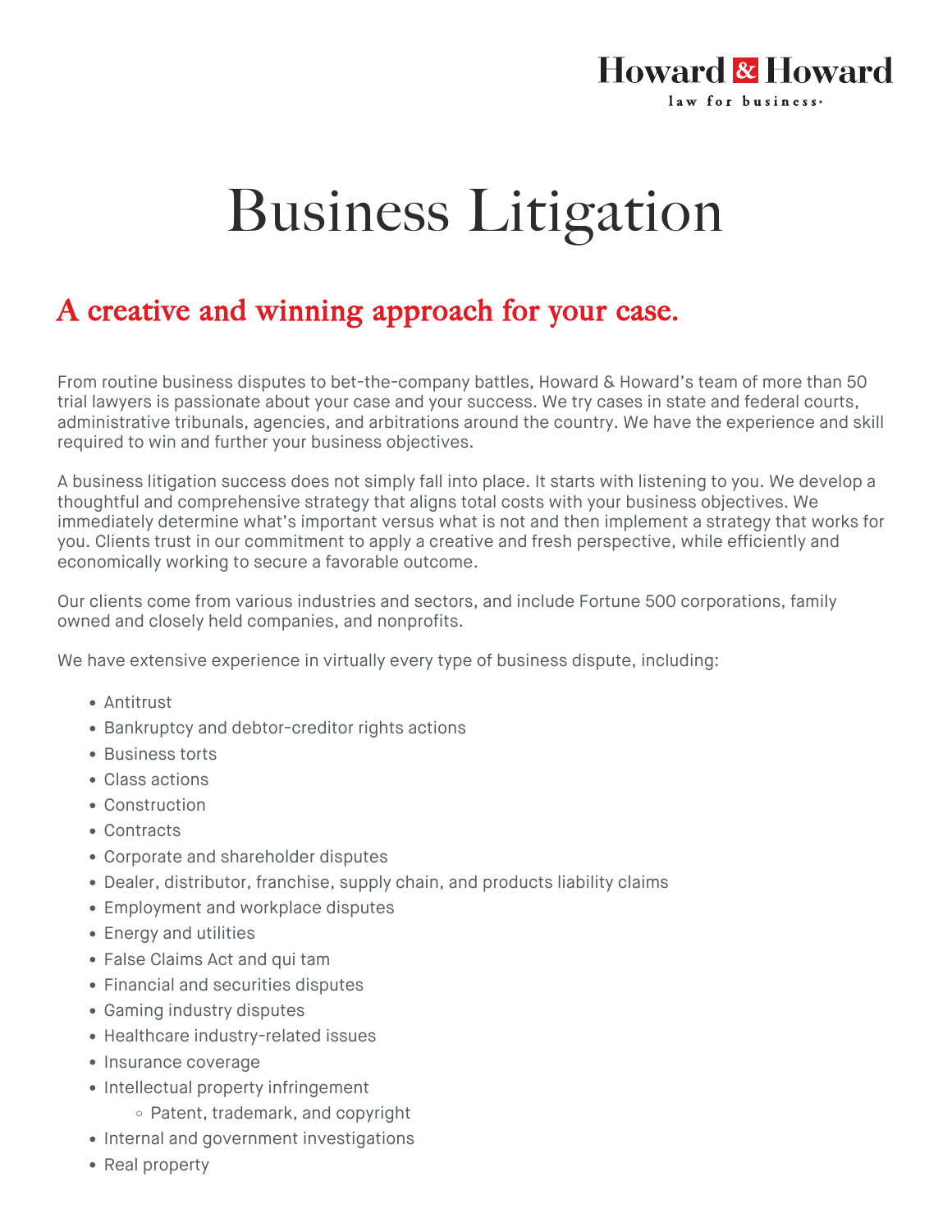Howard & Howard

law for business.

# Business Litigation

## A creative and winning approach for your case.

From routine business disputes to bet-the-company battles, Howard & Howard's team of more than 50 trial lawyers is passionate about your case and your success. We try cases in state and federal courts, administrative tribunals, agencies, and arbitrations around the country. We have the experience and skill required to win and further your business objectives.

A business litigation success does not simply fall into place. It starts with listening to you. We develop a thoughtful and comprehensive strategy that aligns total costs with your business objectives. We immediately determine what's important versus what is not and then implement a strategy that works for you. Clients trust in our commitment to apply a creative and fresh perspective, while efficiently and economically working to secure a favorable outcome.

Our clients come from various industries and sectors, and include Fortune 500 corporations, family owned and closely held companies, and nonprofits.

We have extensive experience in virtually every type of business dispute, including:

- Antitrust
- Bankruptcy and debtor-creditor rights actions
- Business torts
- Class actions
- Construction
- Contracts
- Corporate and shareholder disputes
- Dealer, distributor, franchise, supply chain, and products liability claims
- Employment and workplace disputes
- Energy and utilities
- False Claims Act and qui tam
- Financial and securities disputes
- Gaming industry disputes
- Healthcare industry-related issues
- Insurance coverage
- Intellectual property infringement
    - Patent, trademark, and copyright
- Internal and government investigations
- Real property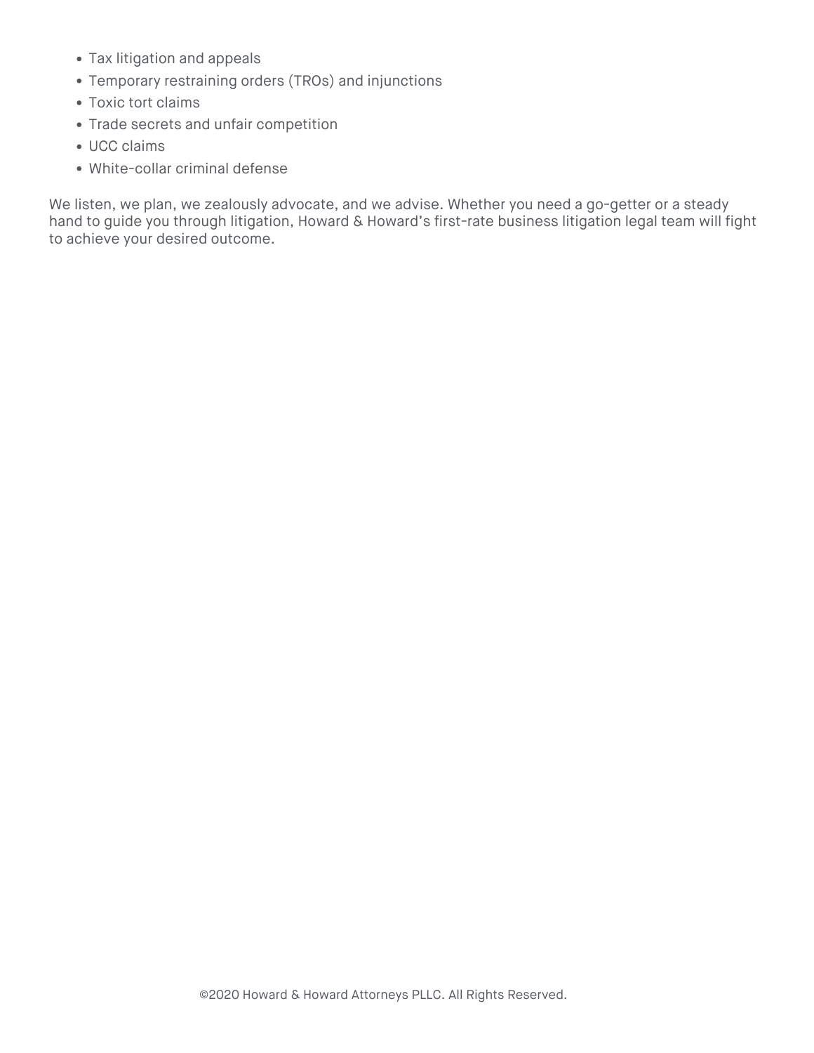- Tax litigation and appeals
- Temporary restraining orders (TROs) and injunctions
- Toxic tort claims
- Trade secrets and unfair competition
- UCC claims
- White-collar criminal defense

We listen, we plan, we zealously advocate, and we advise. Whether you need a go-getter or a steady hand to guide you through litigation, Howard & Howard's first-rate business litigation legal team will fight to achieve your desired outcome.

©2020 Howard & Howard Attorneys PLLC. All Rights Reserved.